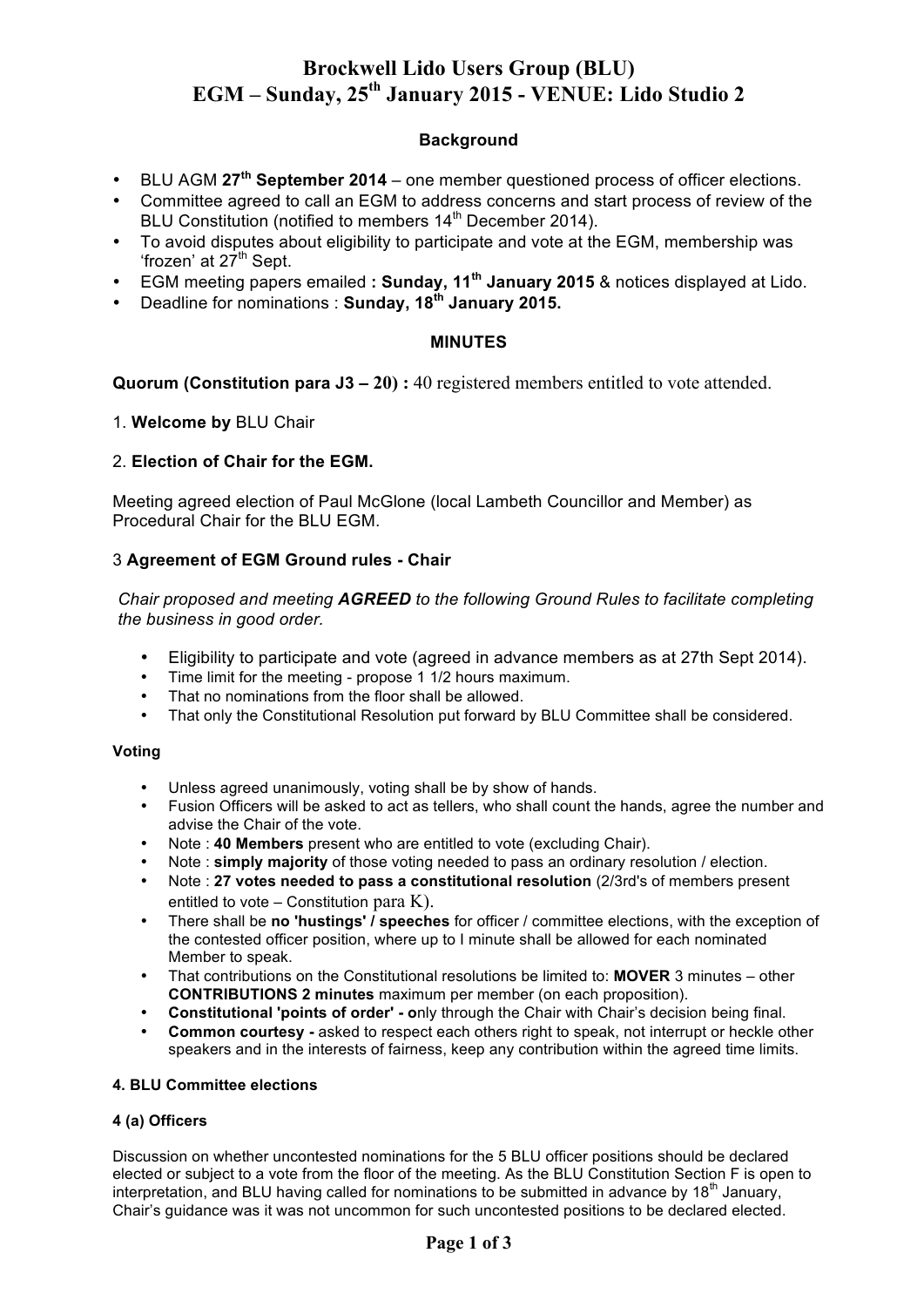# Brockwell Lido Users Group (BLU)
# EGM – Sunday, 25th January 2015 - VENUE: Lido Studio 2

## Background

- BLU AGM **27th September 2014** – one member questioned process of officer elections.
- Committee agreed to call an EGM to address concerns and start process of review of the BLU Constitution (notified to members 14th December 2014).
- To avoid disputes about eligibility to participate and vote at the EGM, membership was 'frozen' at 27th Sept.
- EGM meeting papers emailed **: Sunday, 11th January 2015** & notices displayed at Lido.
- Deadline for nominations : **Sunday, 18th January 2015.**

## MINUTES

**Quorum (Constitution para J3 – 20) :** 40 registered members entitled to vote attended.

1. **Welcome by** BLU Chair

2. **Election of Chair for the EGM.**

Meeting agreed election of Paul McGlone (local Lambeth Councillor and Member) as Procedural Chair for the BLU EGM.

3 **Agreement of EGM Ground rules - Chair**

*Chair proposed and meeting **AGREED** to the following Ground Rules to facilitate completing the business in good order.*

- Eligibility to participate and vote (agreed in advance members as at 27th Sept 2014).
- Time limit for the meeting - propose 1 1/2 hours maximum.
- That no nominations from the floor shall be allowed.
- That only the Constitutional Resolution put forward by BLU Committee shall be considered.

**Voting**

- Unless agreed unanimously, voting shall be by show of hands.
- Fusion Officers will be asked to act as tellers, who shall count the hands, agree the number and advise the Chair of the vote.
- Note : **40 Members** present who are entitled to vote (excluding Chair).
- Note : **simply majority** of those voting needed to pass an ordinary resolution / election.
- Note : **27 votes needed to pass a constitutional resolution** (2/3rd's of members present entitled to vote – Constitution para K).
- There shall be **no 'hustings' / speeches** for officer / committee elections, with the exception of the contested officer position, where up to I minute shall be allowed for each nominated Member to speak.
- That contributions on the Constitutional resolutions be limited to: **MOVER** 3 minutes – other **CONTRIBUTIONS 2 minutes** maximum per member (on each proposition).
- **Constitutional 'points of order' - o**nly through the Chair with Chair's decision being final.
- **Common courtesy -** asked to respect each others right to speak, not interrupt or heckle other speakers and in the interests of fairness, keep any contribution within the agreed time limits.

#### 4. BLU Committee elections

#### 4 (a) Officers

Discussion on whether uncontested nominations for the 5 BLU officer positions should be declared elected or subject to a vote from the floor of the meeting. As the BLU Constitution Section F is open to interpretation, and BLU having called for nominations to be submitted in advance by 18th January, Chair's guidance was it was not uncommon for such uncontested positions to be declared elected.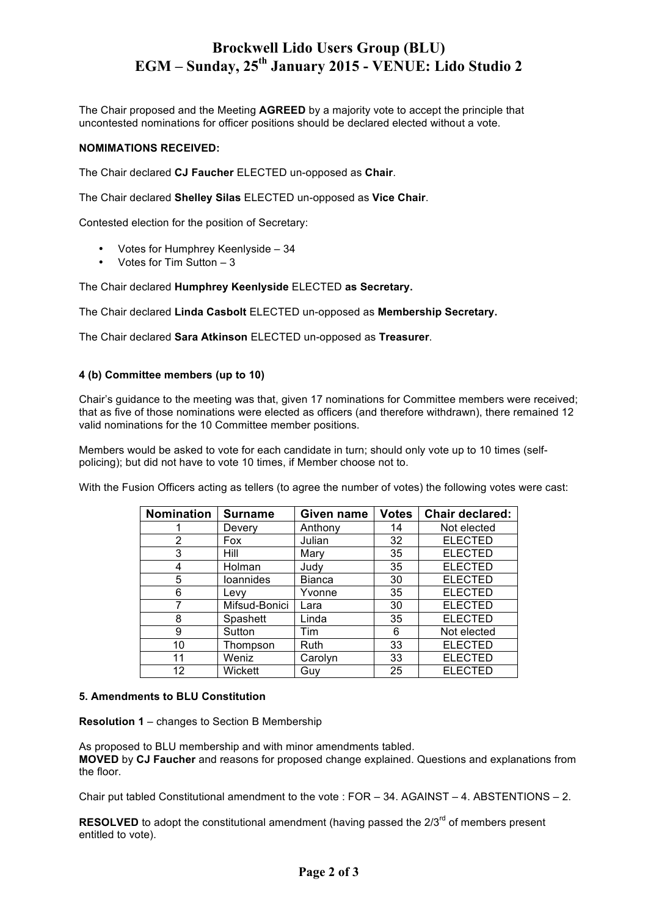# Brockwell Lido Users Group (BLU)
# EGM – Sunday, 25th January 2015 - VENUE: Lido Studio 2

The Chair proposed and the Meeting **AGREED** by a majority vote to accept the principle that uncontested nominations for officer positions should be declared elected without a vote.

**NOMIMATIONS RECEIVED:**

The Chair declared **CJ Faucher** ELECTED un-opposed as **Chair**.

The Chair declared **Shelley Silas** ELECTED un-opposed as **Vice Chair**.

Contested election for the position of Secretary:

- Votes for Humphrey Keenlyside – 34
- Votes for Tim Sutton – 3

The Chair declared **Humphrey Keenlyside** ELECTED **as Secretary.**

The Chair declared **Linda Casbolt** ELECTED un-opposed as **Membership Secretary.**

The Chair declared **Sara Atkinson** ELECTED un-opposed as **Treasurer**.

**4 (b) Committee members (up to 10)**

Chair's guidance to the meeting was that, given 17 nominations for Committee members were received; that as five of those nominations were elected as officers (and therefore withdrawn), there remained 12 valid nominations for the 10 Committee member positions.

Members would be asked to vote for each candidate in turn; should only vote up to 10 times (self-policing); but did not have to vote 10 times, if Member choose not to.

With the Fusion Officers acting as tellers (to agree the number of votes) the following votes were cast:

| Nomination | Surname | Given name | Votes | Chair declared: |
|---|---|---|---|---|
| 1 | Devery | Anthony | 14 | Not elected |
| 2 | Fox | Julian | 32 | ELECTED |
| 3 | Hill | Mary | 35 | ELECTED |
| 4 | Holman | Judy | 35 | ELECTED |
| 5 | Ioannides | Bianca | 30 | ELECTED |
| 6 | Levy | Yvonne | 35 | ELECTED |
| 7 | Mifsud-Bonici | Lara | 30 | ELECTED |
| 8 | Spashett | Linda | 35 | ELECTED |
| 9 | Sutton | Tim | 6 | Not elected |
| 10 | Thompson | Ruth | 33 | ELECTED |
| 11 | Weniz | Carolyn | 33 | ELECTED |
| 12 | Wickett | Guy | 25 | ELECTED |

**5. Amendments to BLU Constitution**

**Resolution 1** – changes to Section B Membership

As proposed to BLU membership and with minor amendments tabled.
**MOVED** by **CJ Faucher** and reasons for proposed change explained. Questions and explanations from the floor.

Chair put tabled Constitutional amendment to the vote : FOR – 34. AGAINST – 4. ABSTENTIONS – 2.

**RESOLVED** to adopt the constitutional amendment (having passed the 2/3rd of members present entitled to vote).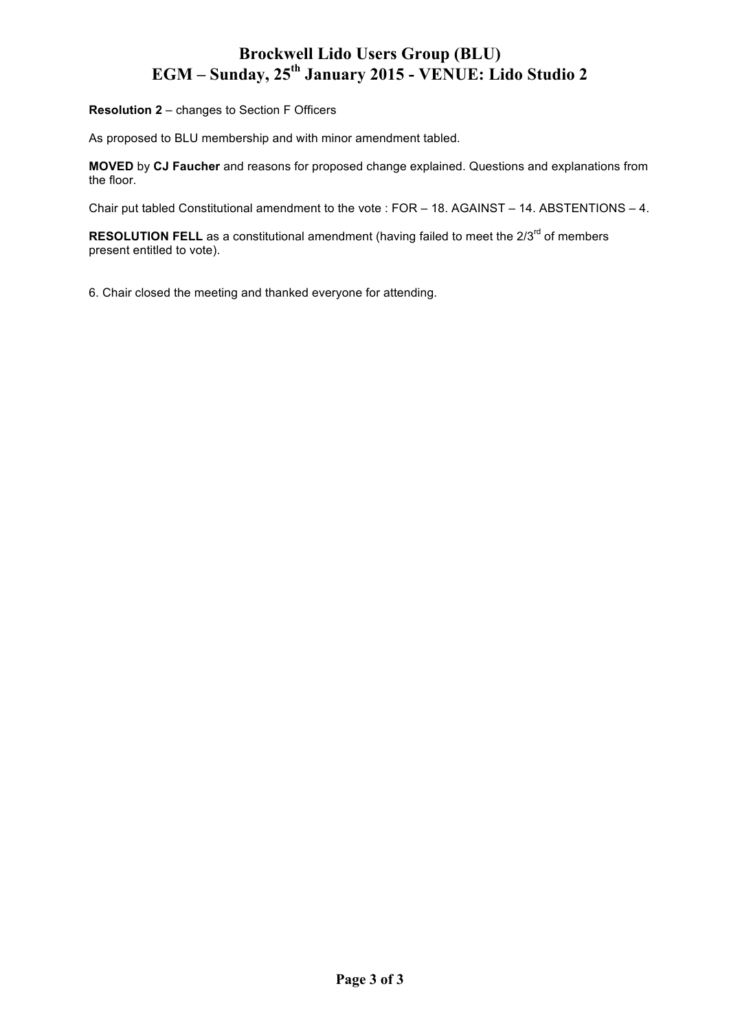# Brockwell Lido Users Group (BLU)
# EGM – Sunday, 25th January 2015 - VENUE: Lido Studio 2

**Resolution 2** – changes to Section F Officers

As proposed to BLU membership and with minor amendment tabled.

**MOVED** by **CJ Faucher** and reasons for proposed change explained. Questions and explanations from the floor.

Chair put tabled Constitutional amendment to the vote : FOR – 18. AGAINST – 14. ABSTENTIONS – 4.

**RESOLUTION FELL** as a constitutional amendment (having failed to meet the 2/3rd of members present entitled to vote).

6. Chair closed the meeting and thanked everyone for attending.